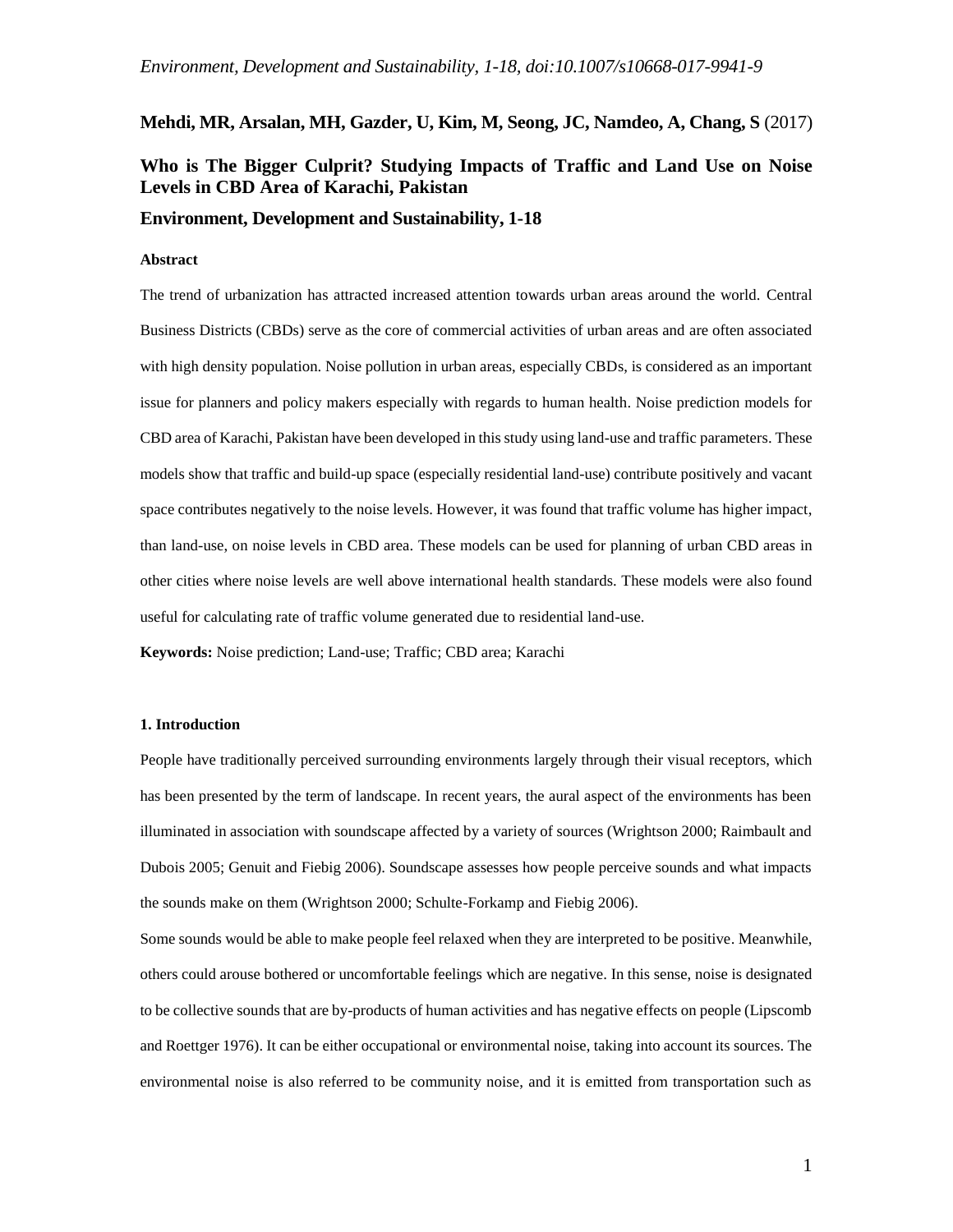*Environment, Development and Sustainability, 1-18, doi:10.1007/s10668-017-9941-9*

**Mehdi, MR, Arsalan, MH, Gazder, U, Kim, M, Seong, JC, Namdeo, A, Chang, S** (2017)

# Who is The Bigger Culprit? Studying Impacts of Traffic and Land Use on Noise Levels in CBD Area of Karachi, Pakistan

**Environment, Development and Sustainability, 1-18**

### Abstract

The trend of urbanization has attracted increased attention towards urban areas around the world. Central Business Districts (CBDs) serve as the core of commercial activities of urban areas and are often associated with high density population. Noise pollution in urban areas, especially CBDs, is considered as an important issue for planners and policy makers especially with regards to human health. Noise prediction models for CBD area of Karachi, Pakistan have been developed in this study using land-use and traffic parameters. These models show that traffic and build-up space (especially residential land-use) contribute positively and vacant space contributes negatively to the noise levels. However, it was found that traffic volume has higher impact, than land-use, on noise levels in CBD area. These models can be used for planning of urban CBD areas in other cities where noise levels are well above international health standards. These models were also found useful for calculating rate of traffic volume generated due to residential land-use.

**Keywords:** Noise prediction; Land-use; Traffic; CBD area; Karachi

## 1. Introduction

People have traditionally perceived surrounding environments largely through their visual receptors, which has been presented by the term of landscape. In recent years, the aural aspect of the environments has been illuminated in association with soundscape affected by a variety of sources (Wrightson 2000; Raimbault and Dubois 2005; Genuit and Fiebig 2006). Soundscape assesses how people perceive sounds and what impacts the sounds make on them (Wrightson 2000; Schulte-Forkamp and Fiebig 2006).

Some sounds would be able to make people feel relaxed when they are interpreted to be positive. Meanwhile, others could arouse bothered or uncomfortable feelings which are negative. In this sense, noise is designated to be collective sounds that are by-products of human activities and has negative effects on people (Lipscomb and Roettger 1976). It can be either occupational or environmental noise, taking into account its sources. The environmental noise is also referred to be community noise, and it is emitted from transportation such as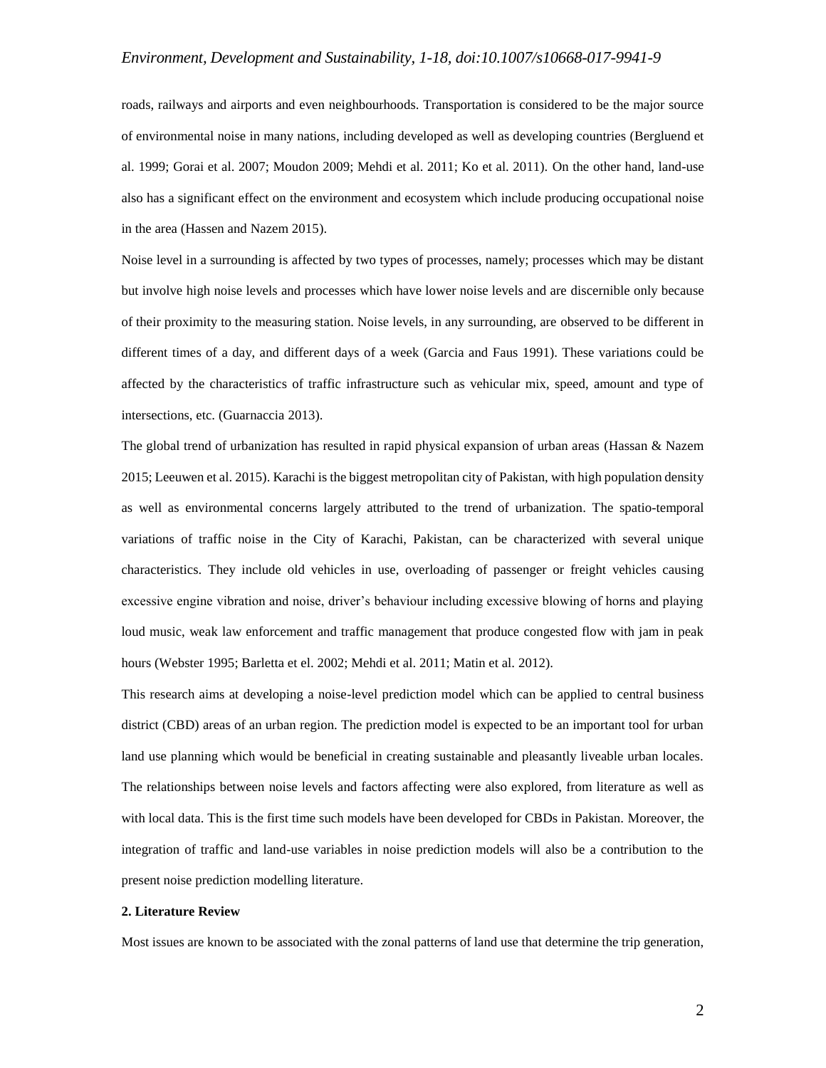roads, railways and airports and even neighbourhoods. Transportation is considered to be the major source of environmental noise in many nations, including developed as well as developing countries (Bergluend et al. 1999; Gorai et al. 2007; Moudon 2009; Mehdi et al. 2011; Ko et al. 2011). On the other hand, land-use also has a significant effect on the environment and ecosystem which include producing occupational noise in the area (Hassen and Nazem 2015).

Noise level in a surrounding is affected by two types of processes, namely; processes which may be distant but involve high noise levels and processes which have lower noise levels and are discernible only because of their proximity to the measuring station. Noise levels, in any surrounding, are observed to be different in different times of a day, and different days of a week (Garcia and Faus 1991). These variations could be affected by the characteristics of traffic infrastructure such as vehicular mix, speed, amount and type of intersections, etc. (Guarnaccia 2013).

The global trend of urbanization has resulted in rapid physical expansion of urban areas (Hassan & Nazem 2015; Leeuwen et al. 2015). Karachi is the biggest metropolitan city of Pakistan, with high population density as well as environmental concerns largely attributed to the trend of urbanization. The spatio-temporal variations of traffic noise in the City of Karachi, Pakistan, can be characterized with several unique characteristics. They include old vehicles in use, overloading of passenger or freight vehicles causing excessive engine vibration and noise, driver's behaviour including excessive blowing of horns and playing loud music, weak law enforcement and traffic management that produce congested flow with jam in peak hours (Webster 1995; Barletta et el. 2002; Mehdi et al. 2011; Matin et al. 2012).

This research aims at developing a noise-level prediction model which can be applied to central business district (CBD) areas of an urban region. The prediction model is expected to be an important tool for urban land use planning which would be beneficial in creating sustainable and pleasantly liveable urban locales. The relationships between noise levels and factors affecting were also explored, from literature as well as with local data. This is the first time such models have been developed for CBDs in Pakistan. Moreover, the integration of traffic and land-use variables in noise prediction models will also be a contribution to the present noise prediction modelling literature.

## 2. Literature Review

Most issues are known to be associated with the zonal patterns of land use that determine the trip generation,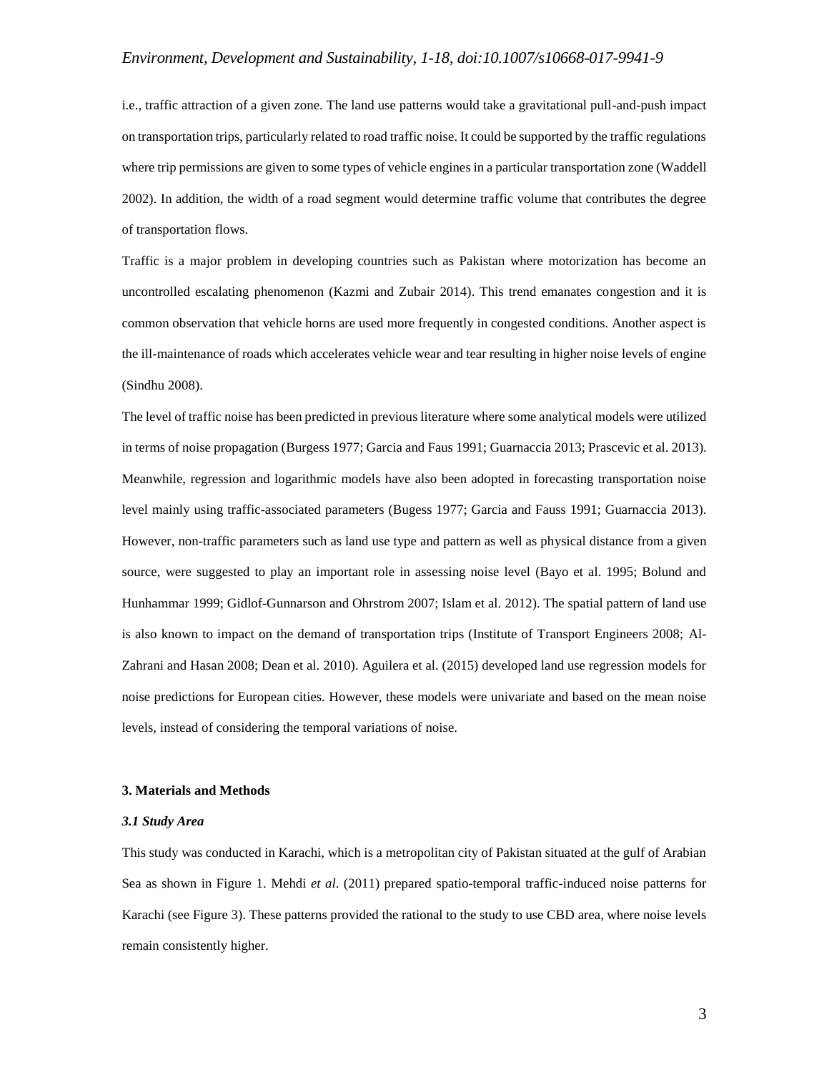i.e., traffic attraction of a given zone. The land use patterns would take a gravitational pull-and-push impact on transportation trips, particularly related to road traffic noise. It could be supported by the traffic regulations where trip permissions are given to some types of vehicle engines in a particular transportation zone (Waddell 2002). In addition, the width of a road segment would determine traffic volume that contributes the degree of transportation flows.

Traffic is a major problem in developing countries such as Pakistan where motorization has become an uncontrolled escalating phenomenon (Kazmi and Zubair 2014). This trend emanates congestion and it is common observation that vehicle horns are used more frequently in congested conditions. Another aspect is the ill-maintenance of roads which accelerates vehicle wear and tear resulting in higher noise levels of engine (Sindhu 2008).

The level of traffic noise has been predicted in previous literature where some analytical models were utilized in terms of noise propagation (Burgess 1977; Garcia and Faus 1991; Guarnaccia 2013; Prascevic et al. 2013). Meanwhile, regression and logarithmic models have also been adopted in forecasting transportation noise level mainly using traffic-associated parameters (Bugess 1977; Garcia and Fauss 1991; Guarnaccia 2013). However, non-traffic parameters such as land use type and pattern as well as physical distance from a given source, were suggested to play an important role in assessing noise level (Bayo et al. 1995; Bolund and Hunhammar 1999; Gidlof-Gunnarson and Ohrstrom 2007; Islam et al. 2012). The spatial pattern of land use is also known to impact on the demand of transportation trips (Institute of Transport Engineers 2008; Al-Zahrani and Hasan 2008; Dean et al. 2010). Aguilera et al. (2015) developed land use regression models for noise predictions for European cities. However, these models were univariate and based on the mean noise levels, instead of considering the temporal variations of noise.

## 3. Materials and Methods

### *3.1 Study Area*

This study was conducted in Karachi, which is a metropolitan city of Pakistan situated at the gulf of Arabian Sea as shown in Figure 1. Mehdi *et al*. (2011) prepared spatio-temporal traffic-induced noise patterns for Karachi (see Figure 3). These patterns provided the rational to the study to use CBD area, where noise levels remain consistently higher.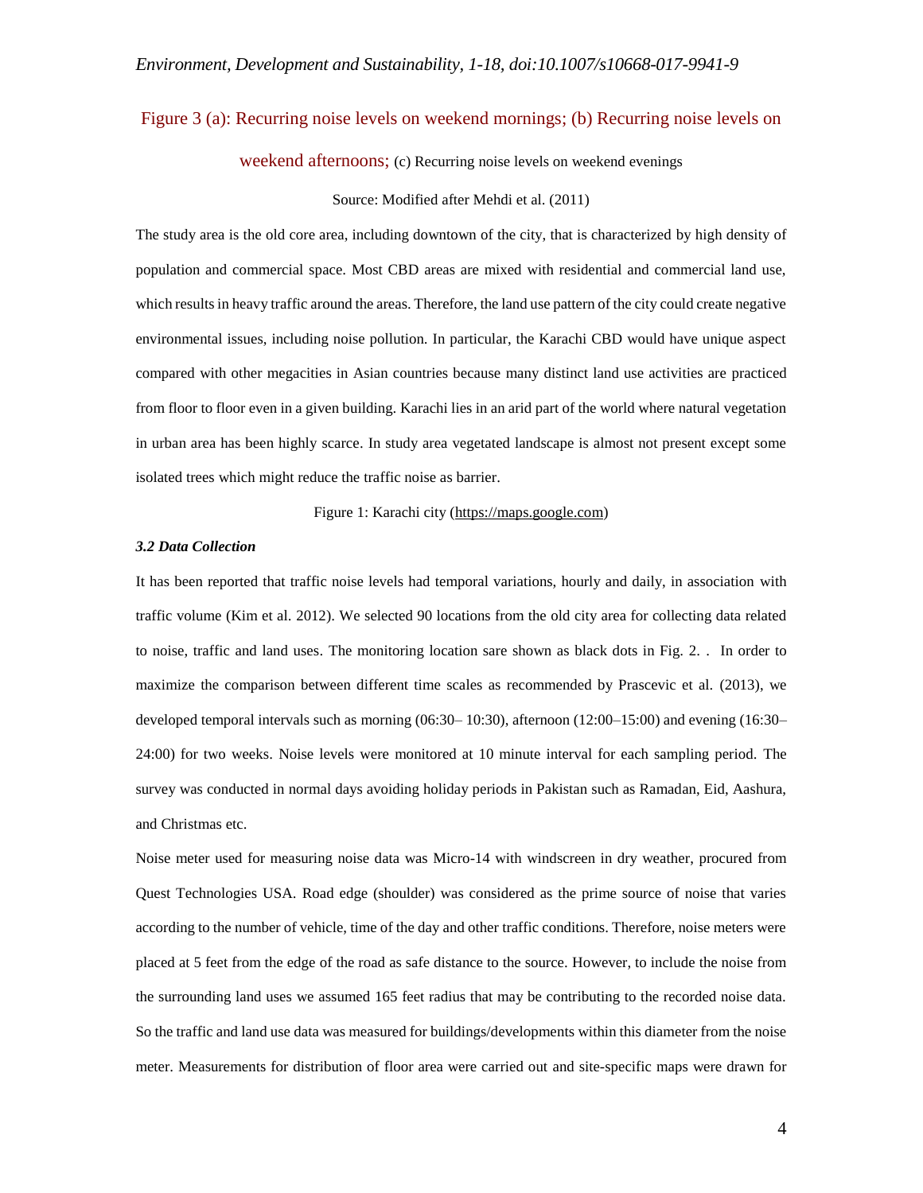Figure 3 (a): Recurring noise levels on weekend mornings; (b) Recurring noise levels on weekend afternoons; (c) Recurring noise levels on weekend evenings

Source: Modified after Mehdi et al. (2011)

The study area is the old core area, including downtown of the city, that is characterized by high density of population and commercial space. Most CBD areas are mixed with residential and commercial land use, which results in heavy traffic around the areas. Therefore, the land use pattern of the city could create negative environmental issues, including noise pollution. In particular, the Karachi CBD would have unique aspect compared with other megacities in Asian countries because many distinct land use activities are practiced from floor to floor even in a given building. Karachi lies in an arid part of the world where natural vegetation in urban area has been highly scarce. In study area vegetated landscape is almost not present except some isolated trees which might reduce the traffic noise as barrier.

Figure 1: Karachi city (https://maps.google.com)

### *3.2 Data Collection*

It has been reported that traffic noise levels had temporal variations, hourly and daily, in association with traffic volume (Kim et al. 2012). We selected 90 locations from the old city area for collecting data related to noise, traffic and land uses. The monitoring location sare shown as black dots in Fig. 2. . In order to maximize the comparison between different time scales as recommended by Prascevic et al. (2013), we developed temporal intervals such as morning (06:30– 10:30), afternoon (12:00–15:00) and evening (16:30–24:00) for two weeks. Noise levels were monitored at 10 minute interval for each sampling period. The survey was conducted in normal days avoiding holiday periods in Pakistan such as Ramadan, Eid, Aashura, and Christmas etc.

Noise meter used for measuring noise data was Micro-14 with windscreen in dry weather, procured from Quest Technologies USA. Road edge (shoulder) was considered as the prime source of noise that varies according to the number of vehicle, time of the day and other traffic conditions. Therefore, noise meters were placed at 5 feet from the edge of the road as safe distance to the source. However, to include the noise from the surrounding land uses we assumed 165 feet radius that may be contributing to the recorded noise data. So the traffic and land use data was measured for buildings/developments within this diameter from the noise meter. Measurements for distribution of floor area were carried out and site-specific maps were drawn for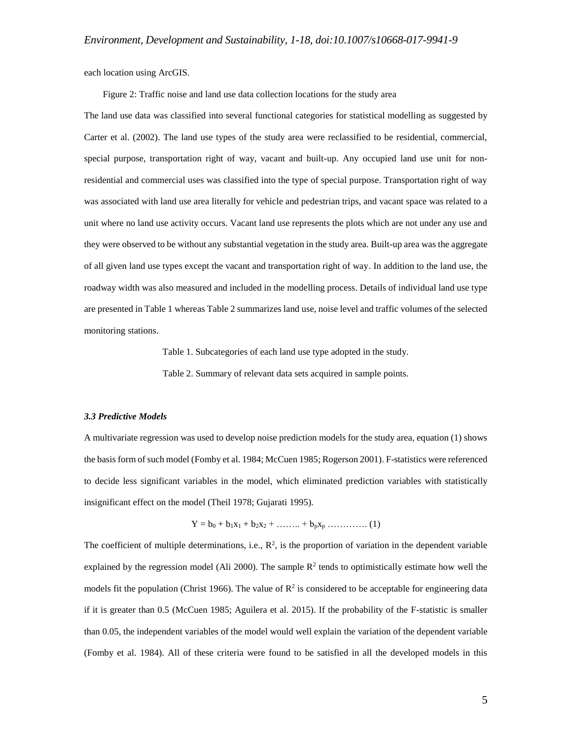each location using ArcGIS.

Figure 2: Traffic noise and land use data collection locations for the study area

The land use data was classified into several functional categories for statistical modelling as suggested by Carter et al. (2002). The land use types of the study area were reclassified to be residential, commercial, special purpose, transportation right of way, vacant and built-up. Any occupied land use unit for non-residential and commercial uses was classified into the type of special purpose. Transportation right of way was associated with land use area literally for vehicle and pedestrian trips, and vacant space was related to a unit where no land use activity occurs. Vacant land use represents the plots which are not under any use and they were observed to be without any substantial vegetation in the study area. Built-up area was the aggregate of all given land use types except the vacant and transportation right of way. In addition to the land use, the roadway width was also measured and included in the modelling process. Details of individual land use type are presented in Table 1 whereas Table 2 summarizes land use, noise level and traffic volumes of the selected monitoring stations.

Table 1. Subcategories of each land use type adopted in the study.

Table 2. Summary of relevant data sets acquired in sample points.

### *3.3 Predictive Models*

A multivariate regression was used to develop noise prediction models for the study area, equation (1) shows the basis form of such model (Fomby et al. 1984; McCuen 1985; Rogerson 2001). F-statistics were referenced to decide less significant variables in the model, which eliminated prediction variables with statistically insignificant effect on the model (Theil 1978; Gujarati 1995).

$$Y = b_0 + b_1x_1 + b_2x_2 + \ldots\ldots + b_px_p \quad \ldots\ldots\ldots\ldots (1)$$

The coefficient of multiple determinations, i.e., $R^2$, is the proportion of variation in the dependent variable explained by the regression model (Ali 2000). The sample $R^2$ tends to optimistically estimate how well the models fit the population (Christ 1966). The value of $R^2$ is considered to be acceptable for engineering data if it is greater than 0.5 (McCuen 1985; Aguilera et al. 2015). If the probability of the F-statistic is smaller than 0.05, the independent variables of the model would well explain the variation of the dependent variable (Fomby et al. 1984). All of these criteria were found to be satisfied in all the developed models in this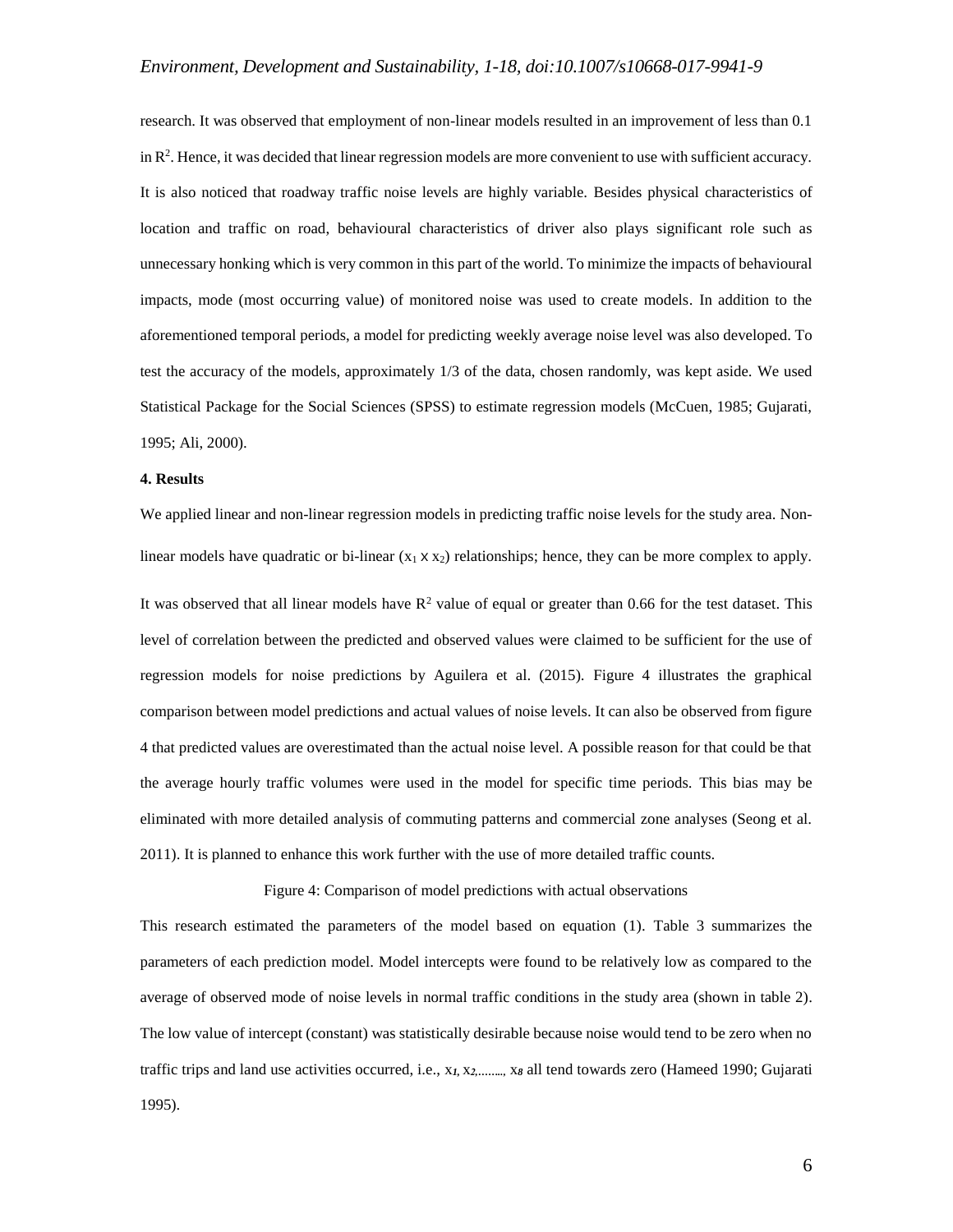research. It was observed that employment of non-linear models resulted in an improvement of less than 0.1 in $R^2$. Hence, it was decided that linear regression models are more convenient to use with sufficient accuracy. It is also noticed that roadway traffic noise levels are highly variable. Besides physical characteristics of location and traffic on road, behavioural characteristics of driver also plays significant role such as unnecessary honking which is very common in this part of the world. To minimize the impacts of behavioural impacts, mode (most occurring value) of monitored noise was used to create models. In addition to the aforementioned temporal periods, a model for predicting weekly average noise level was also developed. To test the accuracy of the models, approximately 1/3 of the data, chosen randomly, was kept aside. We used Statistical Package for the Social Sciences (SPSS) to estimate regression models (McCuen, 1985; Gujarati, 1995; Ali, 2000).

**4. Results**

We applied linear and non-linear regression models in predicting traffic noise levels for the study area. Non-linear models have quadratic or bi-linear ($x_1 \times x_2$) relationships; hence, they can be more complex to apply.

It was observed that all linear models have $R^2$ value of equal or greater than 0.66 for the test dataset. This level of correlation between the predicted and observed values were claimed to be sufficient for the use of regression models for noise predictions by Aguilera et al. (2015). Figure 4 illustrates the graphical comparison between model predictions and actual values of noise levels. It can also be observed from figure 4 that predicted values are overestimated than the actual noise level. A possible reason for that could be that the average hourly traffic volumes were used in the model for specific time periods. This bias may be eliminated with more detailed analysis of commuting patterns and commercial zone analyses (Seong et al. 2011). It is planned to enhance this work further with the use of more detailed traffic counts.

Figure 4: Comparison of model predictions with actual observations

This research estimated the parameters of the model based on equation (1). Table 3 summarizes the parameters of each prediction model. Model intercepts were found to be relatively low as compared to the average of observed mode of noise levels in normal traffic conditions in the study area (shown in table 2). The low value of intercept (constant) was statistically desirable because noise would tend to be zero when no traffic trips and land use activities occurred, i.e., $x_1, x_2, \ldots\ldots, x_8$ all tend towards zero (Hameed 1990; Gujarati 1995).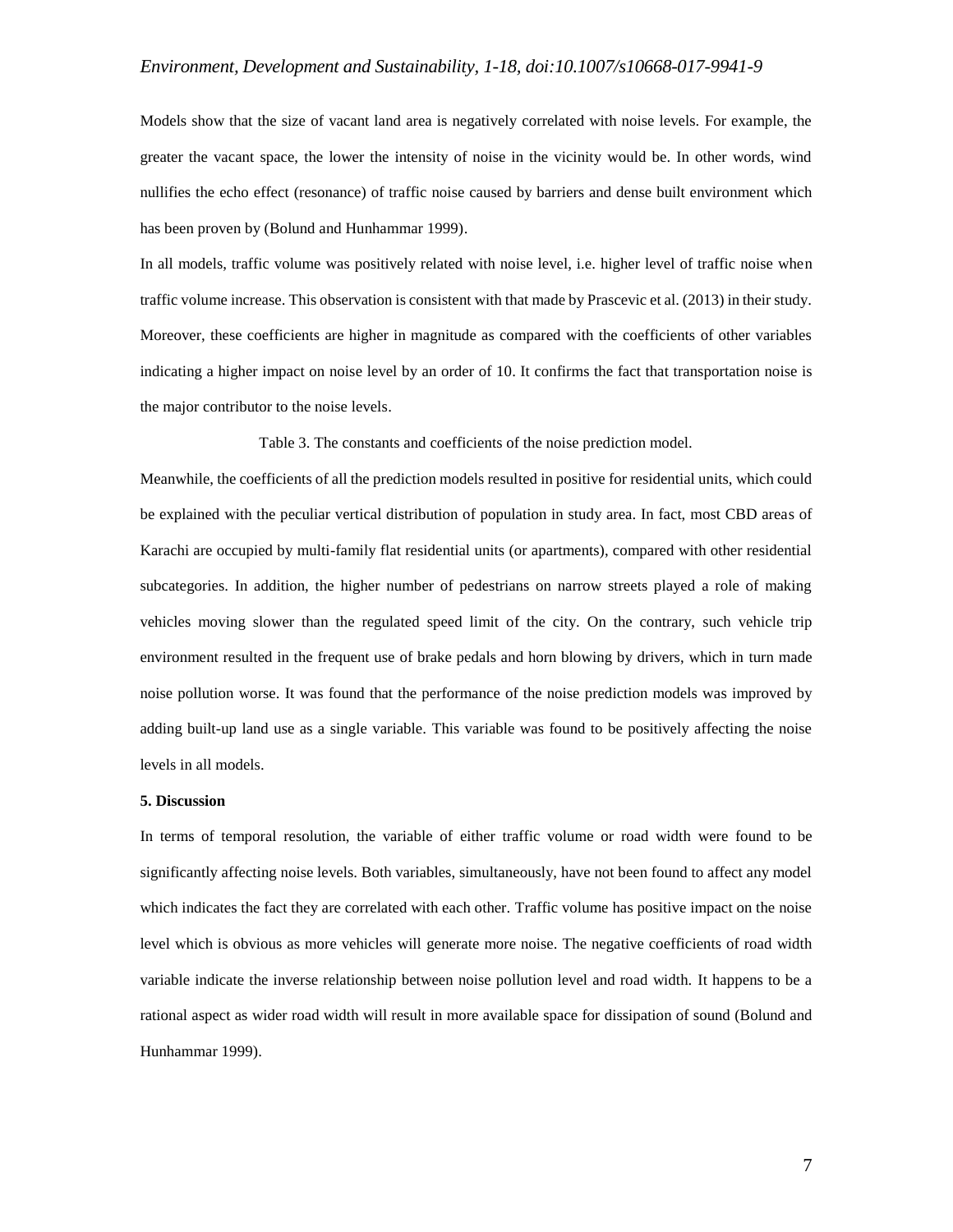Models show that the size of vacant land area is negatively correlated with noise levels. For example, the greater the vacant space, the lower the intensity of noise in the vicinity would be. In other words, wind nullifies the echo effect (resonance) of traffic noise caused by barriers and dense built environment which has been proven by (Bolund and Hunhammar 1999).

In all models, traffic volume was positively related with noise level, i.e. higher level of traffic noise when traffic volume increase. This observation is consistent with that made by Prascevic et al. (2013) in their study. Moreover, these coefficients are higher in magnitude as compared with the coefficients of other variables indicating a higher impact on noise level by an order of 10. It confirms the fact that transportation noise is the major contributor to the noise levels.

Table 3. The constants and coefficients of the noise prediction model.

Meanwhile, the coefficients of all the prediction models resulted in positive for residential units, which could be explained with the peculiar vertical distribution of population in study area. In fact, most CBD areas of Karachi are occupied by multi-family flat residential units (or apartments), compared with other residential subcategories. In addition, the higher number of pedestrians on narrow streets played a role of making vehicles moving slower than the regulated speed limit of the city. On the contrary, such vehicle trip environment resulted in the frequent use of brake pedals and horn blowing by drivers, which in turn made noise pollution worse. It was found that the performance of the noise prediction models was improved by adding built-up land use as a single variable. This variable was found to be positively affecting the noise levels in all models.

**5. Discussion**

In terms of temporal resolution, the variable of either traffic volume or road width were found to be significantly affecting noise levels. Both variables, simultaneously, have not been found to affect any model which indicates the fact they are correlated with each other. Traffic volume has positive impact on the noise level which is obvious as more vehicles will generate more noise. The negative coefficients of road width variable indicate the inverse relationship between noise pollution level and road width. It happens to be a rational aspect as wider road width will result in more available space for dissipation of sound (Bolund and Hunhammar 1999).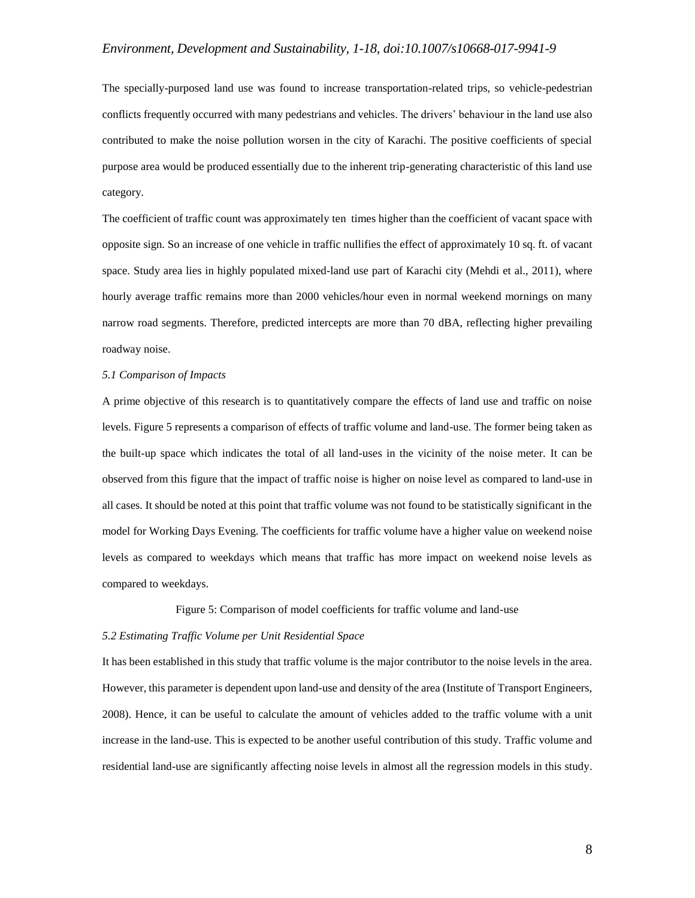The specially-purposed land use was found to increase transportation-related trips, so vehicle-pedestrian conflicts frequently occurred with many pedestrians and vehicles. The drivers' behaviour in the land use also contributed to make the noise pollution worsen in the city of Karachi. The positive coefficients of special purpose area would be produced essentially due to the inherent trip-generating characteristic of this land use category.

The coefficient of traffic count was approximately ten times higher than the coefficient of vacant space with opposite sign. So an increase of one vehicle in traffic nullifies the effect of approximately 10 sq. ft. of vacant space. Study area lies in highly populated mixed-land use part of Karachi city (Mehdi et al., 2011), where hourly average traffic remains more than 2000 vehicles/hour even in normal weekend mornings on many narrow road segments. Therefore, predicted intercepts are more than 70 dBA, reflecting higher prevailing roadway noise.

### *5.1 Comparison of Impacts*

A prime objective of this research is to quantitatively compare the effects of land use and traffic on noise levels. Figure 5 represents a comparison of effects of traffic volume and land-use. The former being taken as the built-up space which indicates the total of all land-uses in the vicinity of the noise meter. It can be observed from this figure that the impact of traffic noise is higher on noise level as compared to land-use in all cases. It should be noted at this point that traffic volume was not found to be statistically significant in the model for Working Days Evening. The coefficients for traffic volume have a higher value on weekend noise levels as compared to weekdays which means that traffic has more impact on weekend noise levels as compared to weekdays.

Figure 5: Comparison of model coefficients for traffic volume and land-use

### *5.2 Estimating Traffic Volume per Unit Residential Space*

It has been established in this study that traffic volume is the major contributor to the noise levels in the area. However, this parameter is dependent upon land-use and density of the area (Institute of Transport Engineers, 2008). Hence, it can be useful to calculate the amount of vehicles added to the traffic volume with a unit increase in the land-use. This is expected to be another useful contribution of this study. Traffic volume and residential land-use are significantly affecting noise levels in almost all the regression models in this study.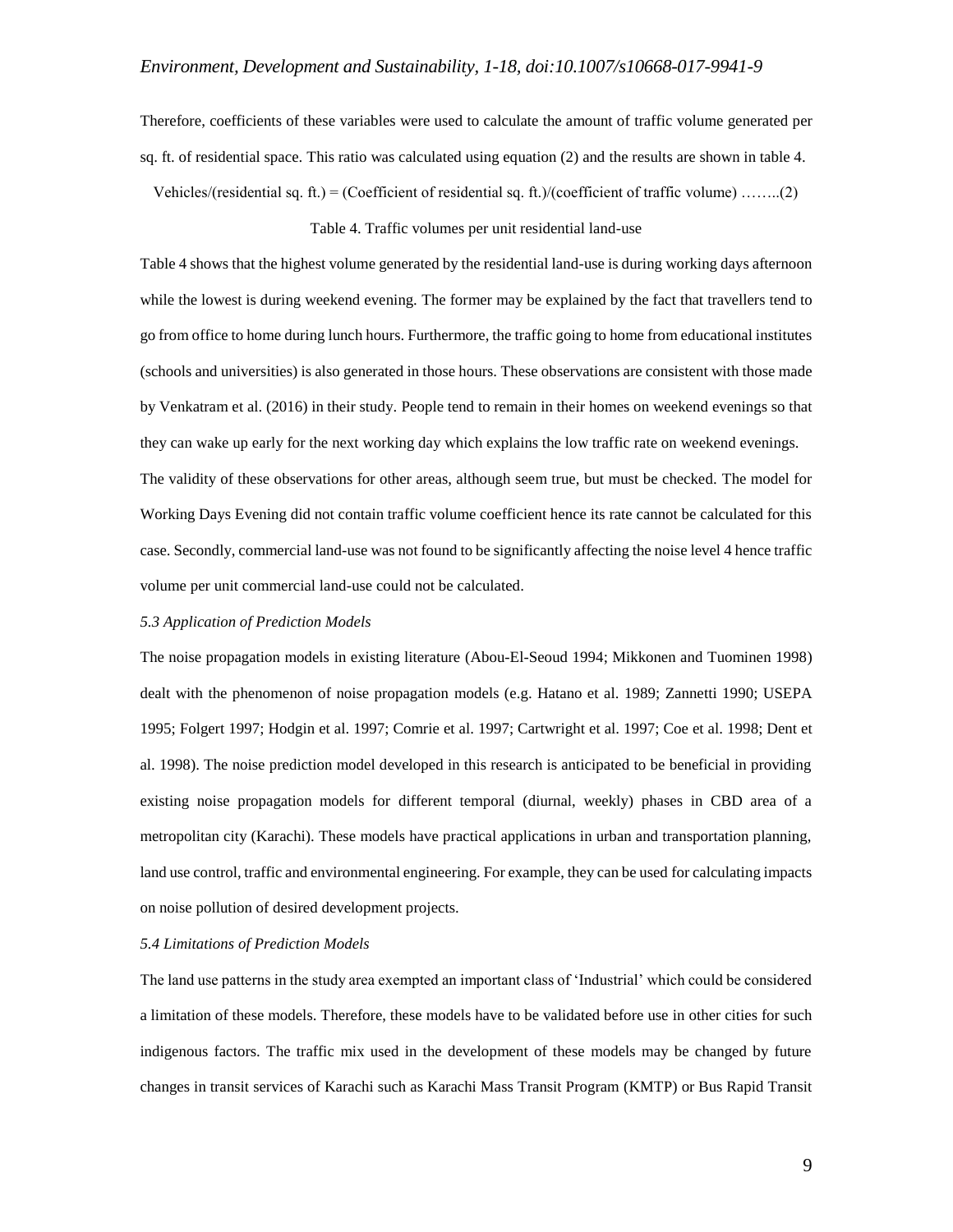Therefore, coefficients of these variables were used to calculate the amount of traffic volume generated per sq. ft. of residential space. This ratio was calculated using equation (2) and the results are shown in table 4.

Vehicles/(residential sq. ft.) = (Coefficient of residential sq. ft.)/(coefficient of traffic volume) ……..(2)

Table 4. Traffic volumes per unit residential land-use

Table 4 shows that the highest volume generated by the residential land-use is during working days afternoon while the lowest is during weekend evening. The former may be explained by the fact that travellers tend to go from office to home during lunch hours. Furthermore, the traffic going to home from educational institutes (schools and universities) is also generated in those hours. These observations are consistent with those made by Venkatram et al. (2016) in their study. People tend to remain in their homes on weekend evenings so that they can wake up early for the next working day which explains the low traffic rate on weekend evenings. The validity of these observations for other areas, although seem true, but must be checked. The model for Working Days Evening did not contain traffic volume coefficient hence its rate cannot be calculated for this case. Secondly, commercial land-use was not found to be significantly affecting the noise level 4 hence traffic volume per unit commercial land-use could not be calculated.

### *5.3 Application of Prediction Models*

The noise propagation models in existing literature (Abou-El-Seoud 1994; Mikkonen and Tuominen 1998) dealt with the phenomenon of noise propagation models (e.g. Hatano et al. 1989; Zannetti 1990; USEPA 1995; Folgert 1997; Hodgin et al. 1997; Comrie et al. 1997; Cartwright et al. 1997; Coe et al. 1998; Dent et al. 1998). The noise prediction model developed in this research is anticipated to be beneficial in providing existing noise propagation models for different temporal (diurnal, weekly) phases in CBD area of a metropolitan city (Karachi). These models have practical applications in urban and transportation planning, land use control, traffic and environmental engineering. For example, they can be used for calculating impacts on noise pollution of desired development projects.

### *5.4 Limitations of Prediction Models*

The land use patterns in the study area exempted an important class of 'Industrial' which could be considered a limitation of these models. Therefore, these models have to be validated before use in other cities for such indigenous factors. The traffic mix used in the development of these models may be changed by future changes in transit services of Karachi such as Karachi Mass Transit Program (KMTP) or Bus Rapid Transit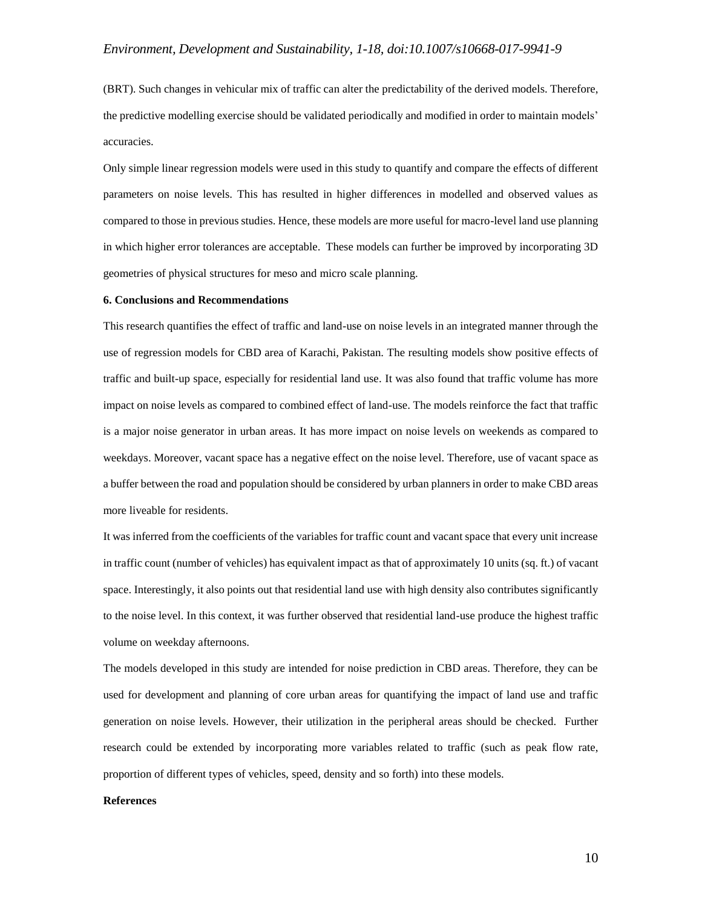(BRT). Such changes in vehicular mix of traffic can alter the predictability of the derived models. Therefore, the predictive modelling exercise should be validated periodically and modified in order to maintain models' accuracies.

Only simple linear regression models were used in this study to quantify and compare the effects of different parameters on noise levels. This has resulted in higher differences in modelled and observed values as compared to those in previous studies. Hence, these models are more useful for macro-level land use planning in which higher error tolerances are acceptable. These models can further be improved by incorporating 3D geometries of physical structures for meso and micro scale planning.

## 6. Conclusions and Recommendations

This research quantifies the effect of traffic and land-use on noise levels in an integrated manner through the use of regression models for CBD area of Karachi, Pakistan. The resulting models show positive effects of traffic and built-up space, especially for residential land use. It was also found that traffic volume has more impact on noise levels as compared to combined effect of land-use. The models reinforce the fact that traffic is a major noise generator in urban areas. It has more impact on noise levels on weekends as compared to weekdays. Moreover, vacant space has a negative effect on the noise level. Therefore, use of vacant space as a buffer between the road and population should be considered by urban planners in order to make CBD areas more liveable for residents.

It was inferred from the coefficients of the variables for traffic count and vacant space that every unit increase in traffic count (number of vehicles) has equivalent impact as that of approximately 10 units (sq. ft.) of vacant space. Interestingly, it also points out that residential land use with high density also contributes significantly to the noise level. In this context, it was further observed that residential land-use produce the highest traffic volume on weekday afternoons.

The models developed in this study are intended for noise prediction in CBD areas. Therefore, they can be used for development and planning of core urban areas for quantifying the impact of land use and traffic generation on noise levels. However, their utilization in the peripheral areas should be checked. Further research could be extended by incorporating more variables related to traffic (such as peak flow rate, proportion of different types of vehicles, speed, density and so forth) into these models.

## References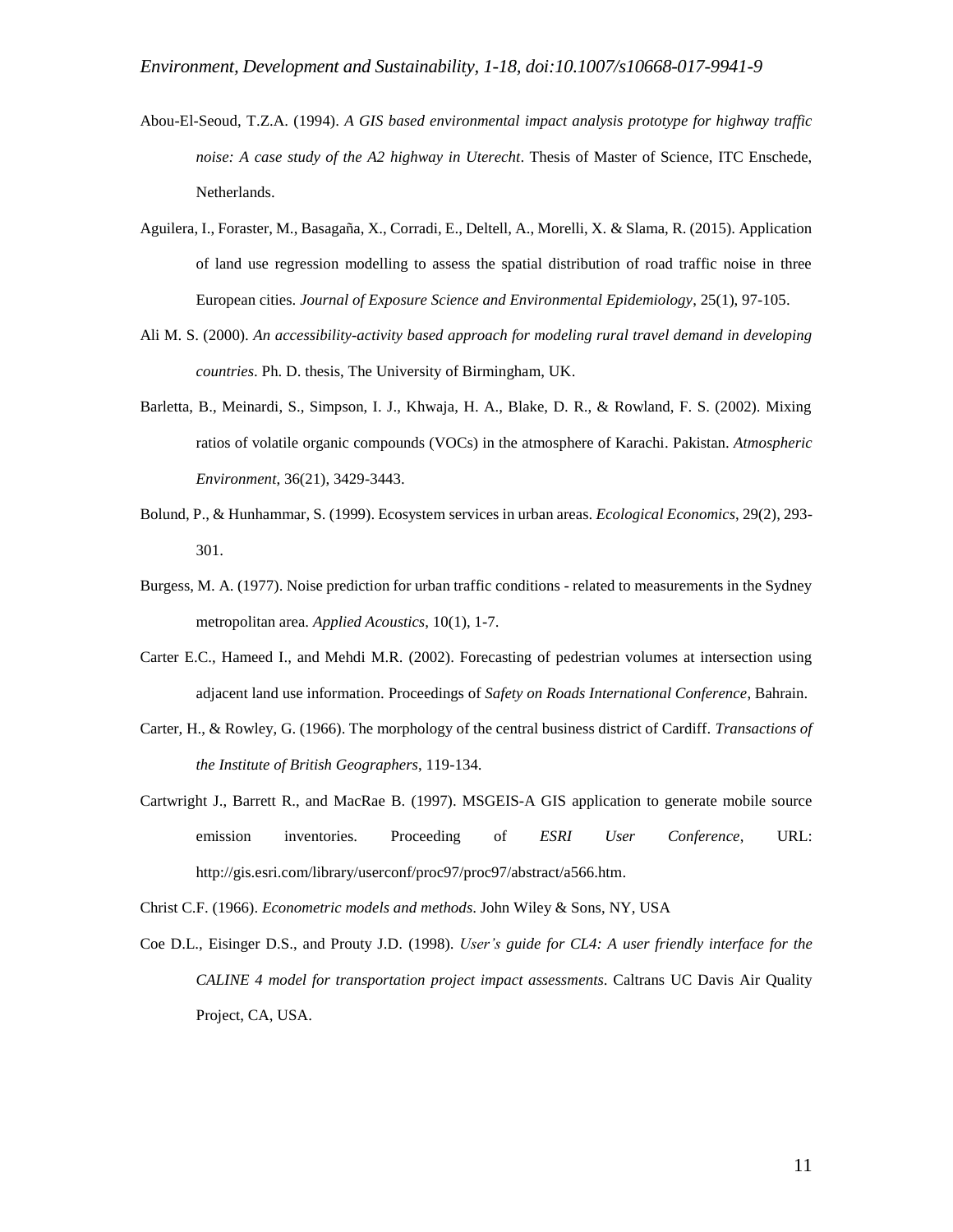Abou-El-Seoud, T.Z.A. (1994). *A GIS based environmental impact analysis prototype for highway traffic noise: A case study of the A2 highway in Uterecht*. Thesis of Master of Science, ITC Enschede, Netherlands.

Aguilera, I., Foraster, M., Basagaña, X., Corradi, E., Deltell, A., Morelli, X. & Slama, R. (2015). Application of land use regression modelling to assess the spatial distribution of road traffic noise in three European cities. *Journal of Exposure Science and Environmental Epidemiology*, 25(1), 97-105.

Ali M. S. (2000). *An accessibility-activity based approach for modeling rural travel demand in developing countries*. Ph. D. thesis, The University of Birmingham, UK.

Barletta, B., Meinardi, S., Simpson, I. J., Khwaja, H. A., Blake, D. R., & Rowland, F. S. (2002). Mixing ratios of volatile organic compounds (VOCs) in the atmosphere of Karachi. Pakistan. *Atmospheric Environment*, 36(21), 3429-3443.

Bolund, P., & Hunhammar, S. (1999). Ecosystem services in urban areas. *Ecological Economics*, 29(2), 293-301.

Burgess, M. A. (1977). Noise prediction for urban traffic conditions - related to measurements in the Sydney metropolitan area. *Applied Acoustics*, 10(1), 1-7.

Carter E.C., Hameed I., and Mehdi M.R. (2002). Forecasting of pedestrian volumes at intersection using adjacent land use information. Proceedings of *Safety on Roads International Conference*, Bahrain.

Carter, H., & Rowley, G. (1966). The morphology of the central business district of Cardiff. *Transactions of the Institute of British Geographers*, 119-134.

Cartwright J., Barrett R., and MacRae B. (1997). MSGEIS-A GIS application to generate mobile source emission inventories. Proceeding of *ESRI User Conference*, URL: http://gis.esri.com/library/userconf/proc97/proc97/abstract/a566.htm.

Christ C.F. (1966). *Econometric models and methods*. John Wiley & Sons, NY, USA

Coe D.L., Eisinger D.S., and Prouty J.D. (1998). *User's guide for CL4: A user friendly interface for the CALINE 4 model for transportation project impact assessments*. Caltrans UC Davis Air Quality Project, CA, USA.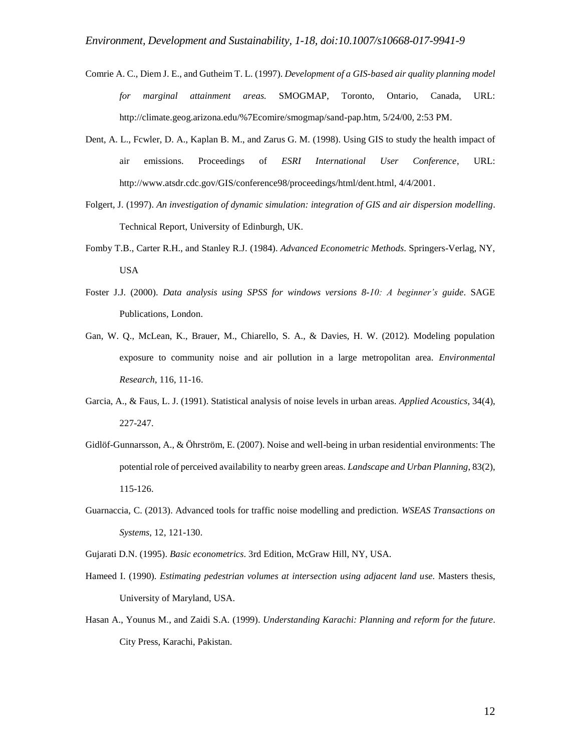Comrie A. C., Diem J. E., and Gutheim T. L. (1997). *Development of a GIS-based air quality planning model for marginal attainment areas.* SMOGMAP, Toronto, Ontario, Canada, URL: http://climate.geog.arizona.edu/%7Ecomire/smogmap/sand-pap.htm, 5/24/00, 2:53 PM.

Dent, A. L., Fcwler, D. A., Kaplan B. M., and Zarus G. M. (1998). Using GIS to study the health impact of air emissions. Proceedings of *ESRI International User Conference*, URL: http://www.atsdr.cdc.gov/GIS/conference98/proceedings/html/dent.html, 4/4/2001.

Folgert, J. (1997). *An investigation of dynamic simulation: integration of GIS and air dispersion modelling*. Technical Report, University of Edinburgh, UK.

Fomby T.B., Carter R.H., and Stanley R.J. (1984). *Advanced Econometric Methods*. Springers-Verlag, NY, USA

Foster J.J. (2000). *Data analysis using SPSS for windows versions 8-10: A beginner's guide*. SAGE Publications, London.

Gan, W. Q., McLean, K., Brauer, M., Chiarello, S. A., & Davies, H. W. (2012). Modeling population exposure to community noise and air pollution in a large metropolitan area. *Environmental Research*, 116, 11-16.

Garcia, A., & Faus, L. J. (1991). Statistical analysis of noise levels in urban areas. *Applied Acoustics*, 34(4), 227-247.

Gidlöf-Gunnarsson, A., & Öhrström, E. (2007). Noise and well-being in urban residential environments: The potential role of perceived availability to nearby green areas. *Landscape and Urban Planning*, 83(2), 115-126.

Guarnaccia, C. (2013). Advanced tools for traffic noise modelling and prediction. *WSEAS Transactions on Systems*, 12, 121-130.

Gujarati D.N. (1995). *Basic econometrics*. 3rd Edition, McGraw Hill, NY, USA.

Hameed I. (1990). *Estimating pedestrian volumes at intersection using adjacent land use*. Masters thesis, University of Maryland, USA.

Hasan A., Younus M., and Zaidi S.A. (1999). *Understanding Karachi: Planning and reform for the future*. City Press, Karachi, Pakistan.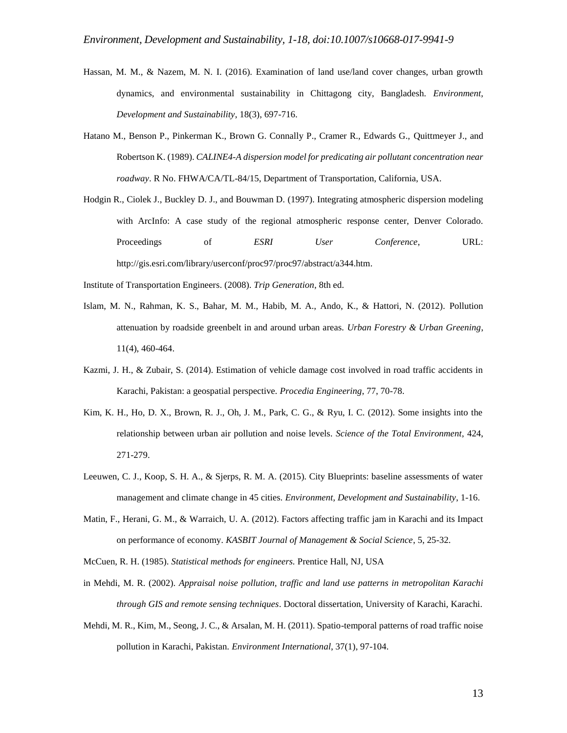Hassan, M. M., & Nazem, M. N. I. (2016). Examination of land use/land cover changes, urban growth dynamics, and environmental sustainability in Chittagong city, Bangladesh. *Environment, Development and Sustainability*, 18(3), 697-716.

Hatano M., Benson P., Pinkerman K., Brown G. Connally P., Cramer R., Edwards G., Quittmeyer J., and Robertson K. (1989). *CALINE4-A dispersion model for predicating air pollutant concentration near roadway*. R No. FHWA/CA/TL-84/15, Department of Transportation, California, USA.

Hodgin R., Ciolek J., Buckley D. J., and Bouwman D. (1997). Integrating atmospheric dispersion modeling with ArcInfo: A case study of the regional atmospheric response center, Denver Colorado. Proceedings of *ESRI User Conference*, URL: http://gis.esri.com/library/userconf/proc97/proc97/abstract/a344.htm.

Institute of Transportation Engineers. (2008). *Trip Generation*, 8th ed.

Islam, M. N., Rahman, K. S., Bahar, M. M., Habib, M. A., Ando, K., & Hattori, N. (2012). Pollution attenuation by roadside greenbelt in and around urban areas. *Urban Forestry & Urban Greening*, 11(4), 460-464.

Kazmi, J. H., & Zubair, S. (2014). Estimation of vehicle damage cost involved in road traffic accidents in Karachi, Pakistan: a geospatial perspective. *Procedia Engineering*, 77, 70-78.

Kim, K. H., Ho, D. X., Brown, R. J., Oh, J. M., Park, C. G., & Ryu, I. C. (2012). Some insights into the relationship between urban air pollution and noise levels. *Science of the Total Environment*, 424, 271-279.

Leeuwen, C. J., Koop, S. H. A., & Sjerps, R. M. A. (2015). City Blueprints: baseline assessments of water management and climate change in 45 cities. *Environment, Development and Sustainability*, 1-16.

Matin, F., Herani, G. M., & Warraich, U. A. (2012). Factors affecting traffic jam in Karachi and its Impact on performance of economy. *KASBIT Journal of Management & Social Science*, 5, 25-32.

McCuen, R. H. (1985). *Statistical methods for engineers.* Prentice Hall, NJ, USA

in Mehdi, M. R. (2002). *Appraisal noise pollution, traffic and land use patterns in metropolitan Karachi through GIS and remote sensing techniques*. Doctoral dissertation, University of Karachi, Karachi.

Mehdi, M. R., Kim, M., Seong, J. C., & Arsalan, M. H. (2011). Spatio-temporal patterns of road traffic noise pollution in Karachi, Pakistan. *Environment International*, 37(1), 97-104.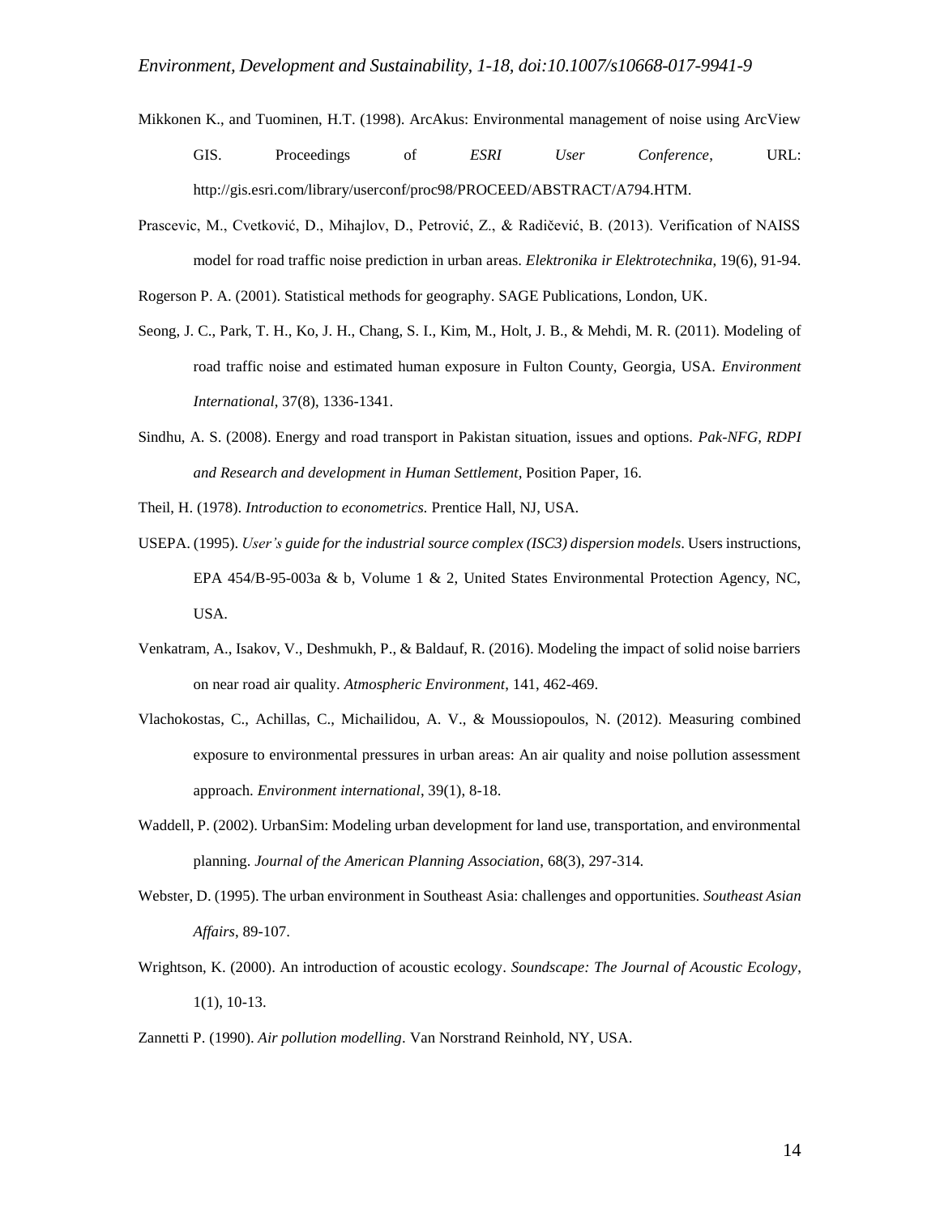Mikkonen K., and Tuominen, H.T. (1998). ArcAkus: Environmental management of noise using ArcView GIS. Proceedings of *ESRI User Conference*, URL: http://gis.esri.com/library/userconf/proc98/PROCEED/ABSTRACT/A794.HTM.

Prascevic, M., Cvetković, D., Mihajlov, D., Petrović, Z., & Radičević, B. (2013). Verification of NAISS model for road traffic noise prediction in urban areas. *Elektronika ir Elektrotechnika*, 19(6), 91-94.

Rogerson P. A. (2001). Statistical methods for geography. SAGE Publications, London, UK.

Seong, J. C., Park, T. H., Ko, J. H., Chang, S. I., Kim, M., Holt, J. B., & Mehdi, M. R. (2011). Modeling of road traffic noise and estimated human exposure in Fulton County, Georgia, USA. *Environment International*, 37(8), 1336-1341.

Sindhu, A. S. (2008). Energy and road transport in Pakistan situation, issues and options. *Pak-NFG, RDPI and Research and development in Human Settlement*, Position Paper, 16.

Theil, H. (1978). *Introduction to econometrics.* Prentice Hall, NJ, USA.

USEPA. (1995). *User's guide for the industrial source complex (ISC3) dispersion models*. Users instructions, EPA 454/B-95-003a & b, Volume 1 & 2, United States Environmental Protection Agency, NC, USA.

Venkatram, A., Isakov, V., Deshmukh, P., & Baldauf, R. (2016). Modeling the impact of solid noise barriers on near road air quality. *Atmospheric Environment*, 141, 462-469.

Vlachokostas, C., Achillas, C., Michailidou, A. V., & Moussiopoulos, N. (2012). Measuring combined exposure to environmental pressures in urban areas: An air quality and noise pollution assessment approach. *Environment international*, 39(1), 8-18.

Waddell, P. (2002). UrbanSim: Modeling urban development for land use, transportation, and environmental planning. *Journal of the American Planning Association*, 68(3), 297-314.

Webster, D. (1995). The urban environment in Southeast Asia: challenges and opportunities. *Southeast Asian Affairs*, 89-107.

Wrightson, K. (2000). An introduction of acoustic ecology. *Soundscape: The Journal of Acoustic Ecology*, 1(1), 10-13.

Zannetti P. (1990). *Air pollution modelling*. Van Norstrand Reinhold, NY, USA.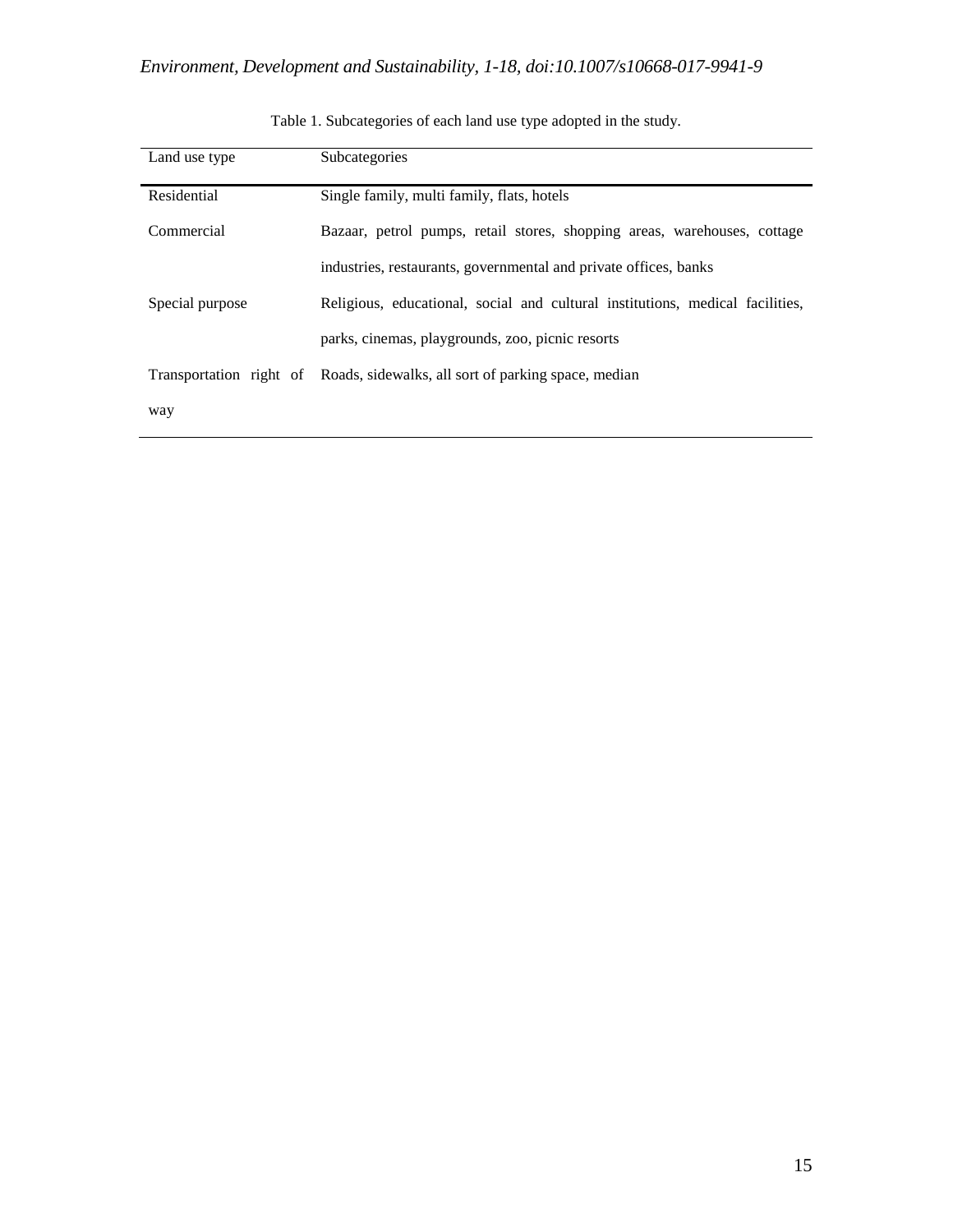Table 1. Subcategories of each land use type adopted in the study.

| Land use type | Subcategories |
| --- | --- |
| Residential | Single family, multi family, flats, hotels |
| Commercial | Bazaar, petrol pumps, retail stores, shopping areas, warehouses, cottage industries, restaurants, governmental and private offices, banks |
| Special purpose | Religious, educational, social and cultural institutions, medical facilities, parks, cinemas, playgrounds, zoo, picnic resorts |
| Transportation right of way | Roads, sidewalks, all sort of parking space, median |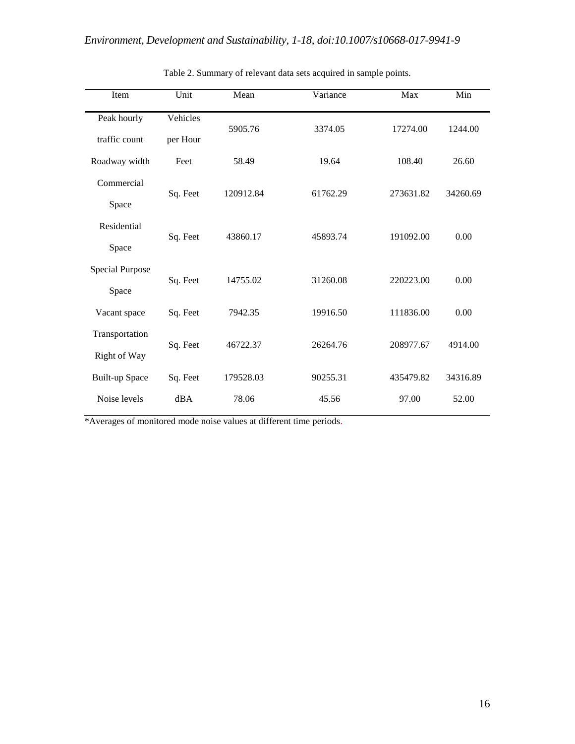Table 2. Summary of relevant data sets acquired in sample points.

| Item | Unit | Mean | Variance | Max | Min |
|---|---|---|---|---|---|
| Peak hourly traffic count | Vehicles per Hour | 5905.76 | 3374.05 | 17274.00 | 1244.00 |
| Roadway width | Feet | 58.49 | 19.64 | 108.40 | 26.60 |
| Commercial Space | Sq. Feet | 120912.84 | 61762.29 | 273631.82 | 34260.69 |
| Residential Space | Sq. Feet | 43860.17 | 45893.74 | 191092.00 | 0.00 |
| Special Purpose Space | Sq. Feet | 14755.02 | 31260.08 | 220223.00 | 0.00 |
| Vacant space | Sq. Feet | 7942.35 | 19916.50 | 111836.00 | 0.00 |
| Transportation Right of Way | Sq. Feet | 46722.37 | 26264.76 | 208977.67 | 4914.00 |
| Built-up Space | Sq. Feet | 179528.03 | 90255.31 | 435479.82 | 34316.89 |
| Noise levels | dBA | 78.06 | 45.56 | 97.00 | 52.00 |

*Averages of monitored mode noise values at different time periods.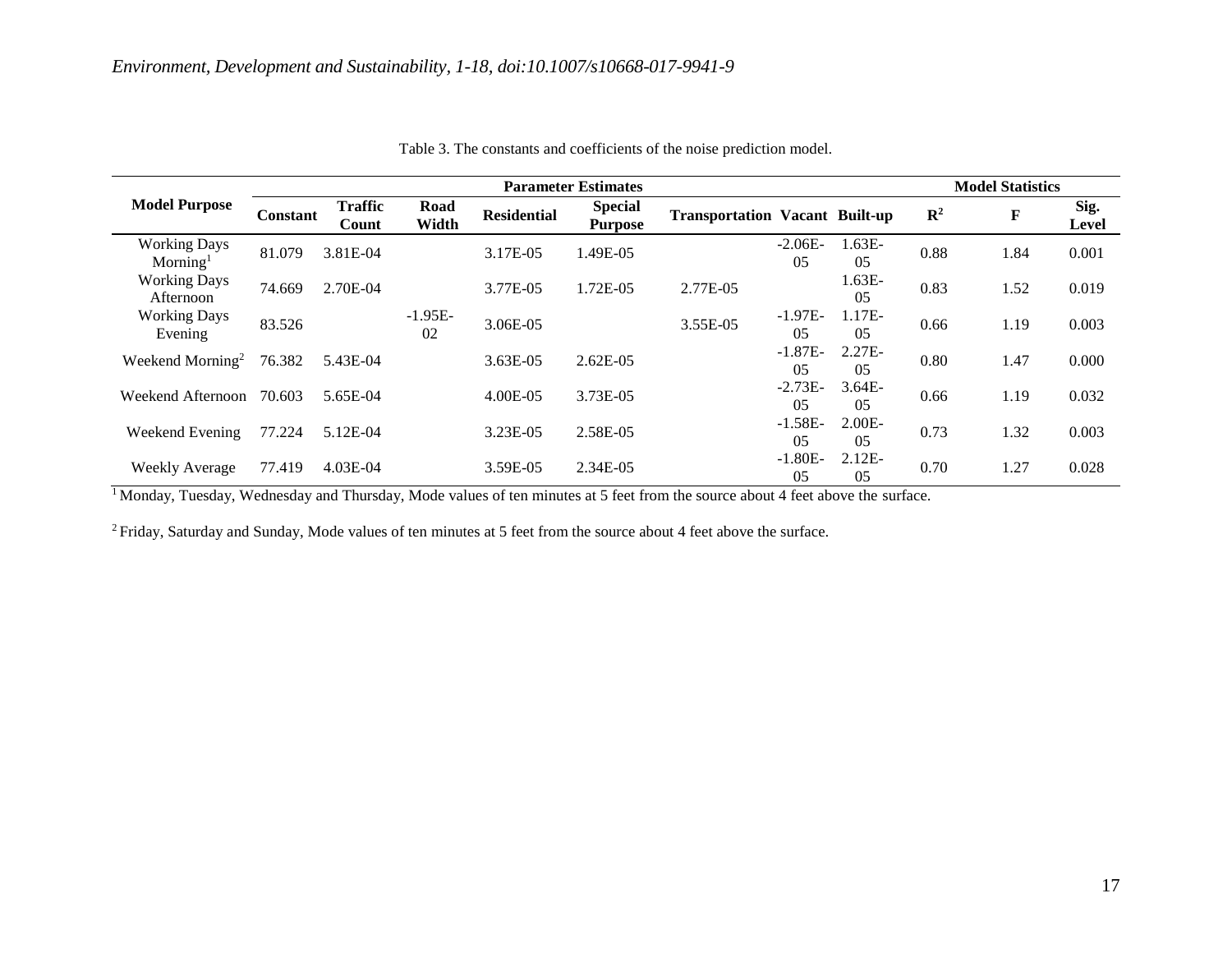Table 3. The constants and coefficients of the noise prediction model.

| Model Purpose | Parameter Estimates | | | | | | | | Model Statistics | | |
|---|---|---|---|---|---|---|---|---|---|---|---|
| | Constant | Traffic Count | Road Width | Residential | Special Purpose | Transportation | Vacant | Built-up | $R^2$ | F | Sig. Level |
| Working Days Morning[1] | 81.079 | 3.81E-04 | | 3.17E-05 | 1.49E-05 | | -2.06E-05 | 1.63E-05 | 0.88 | 1.84 | 0.001 |
| Working Days Afternoon | 74.669 | 2.70E-04 | | 3.77E-05 | 1.72E-05 | 2.77E-05 | | 1.63E-05 | 0.83 | 1.52 | 0.019 |
| Working Days Evening | 83.526 | | -1.95E-02 | 3.06E-05 | | 3.55E-05 | -1.97E-05 | 1.17E-05 | 0.66 | 1.19 | 0.003 |
| Weekend Morning[2] | 76.382 | 5.43E-04 | | 3.63E-05 | 2.62E-05 | | -1.87E-05 | 2.27E-05 | 0.80 | 1.47 | 0.000 |
| Weekend Afternoon | 70.603 | 5.65E-04 | | 4.00E-05 | 3.73E-05 | | -2.73E-05 | 3.64E-05 | 0.66 | 1.19 | 0.032 |
| Weekend Evening | 77.224 | 5.12E-04 | | 3.23E-05 | 2.58E-05 | | -1.58E-05 | 2.00E-05 | 0.73 | 1.32 | 0.003 |
| Weekly Average | 77.419 | 4.03E-04 | | 3.59E-05 | 2.34E-05 | | -1.80E-05 | 2.12E-05 | 0.70 | 1.27 | 0.028 |

[1] Monday, Tuesday, Wednesday and Thursday, Mode values of ten minutes at 5 feet from the source about 4 feet above the surface.

[2] Friday, Saturday and Sunday, Mode values of ten minutes at 5 feet from the source about 4 feet above the surface.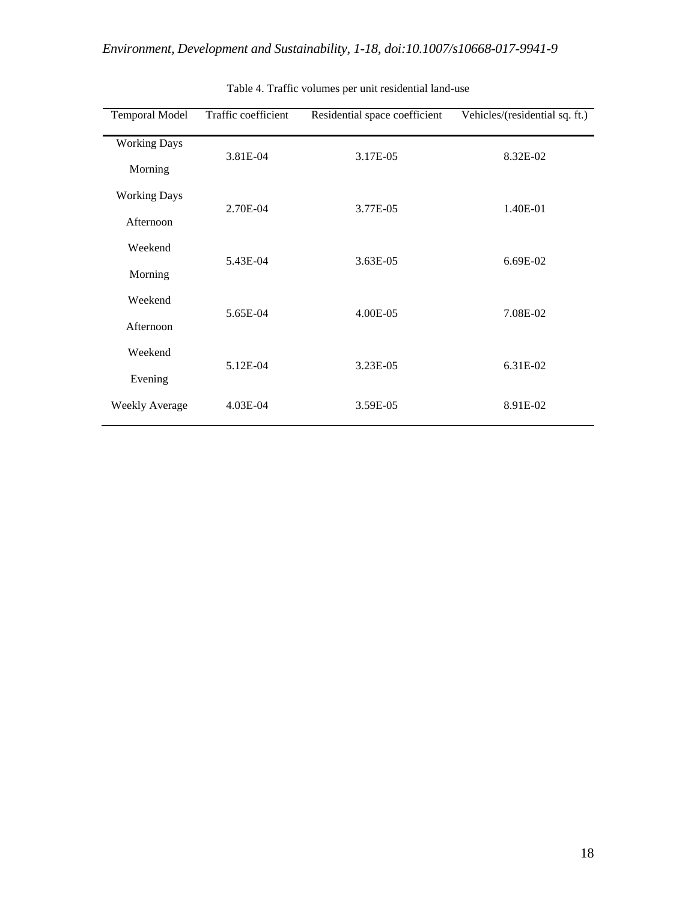Table 4. Traffic volumes per unit residential land-use

| Temporal Model | Traffic coefficient | Residential space coefficient | Vehicles/(residential sq. ft.) |
|---|---|---|---|
| Working Days Morning | 3.81E-04 | 3.17E-05 | 8.32E-02 |
| Working Days Afternoon | 2.70E-04 | 3.77E-05 | 1.40E-01 |
| Weekend Morning | 5.43E-04 | 3.63E-05 | 6.69E-02 |
| Weekend Afternoon | 5.65E-04 | 4.00E-05 | 7.08E-02 |
| Weekend Evening | 5.12E-04 | 3.23E-05 | 6.31E-02 |
| Weekly Average | 4.03E-04 | 3.59E-05 | 8.91E-02 |